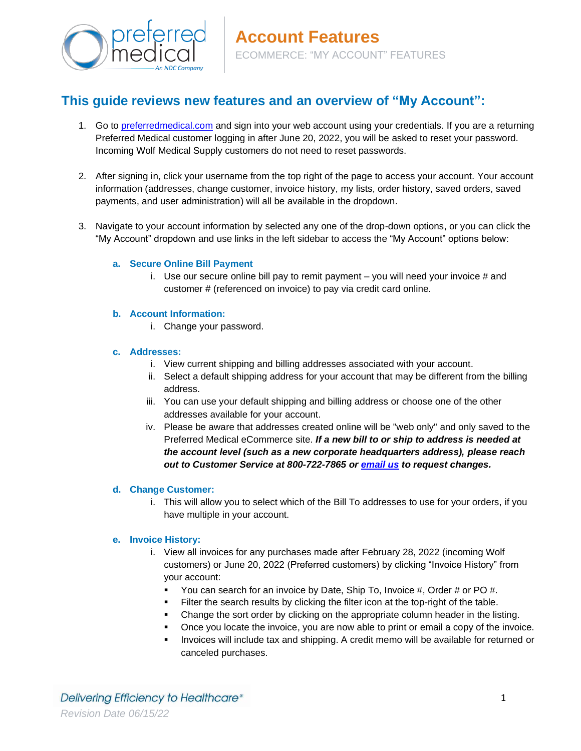# Account Features

ECOMMERCE: "MY ACCOUNT" FEATURES

## This guide reviews new features and an overview of "My Account":

1. Go to preferredmedical.com and sign into your web account using your credentials. If you are a returning Preferred Medical customer logging in after June 20, 2022, you will be asked to reset your password. Incoming Wolf Medical Supply customers do not need to reset passwords.

2. After signing in, click your username from the top right of the page to access your account. Your account information (addresses, change customer, invoice history, my lists, order history, saved orders, saved payments, and user administration) will all be available in the dropdown.

3. Navigate to your account information by selected any one of the drop-down options, or you can click the "My Account" dropdown and use links in the left sidebar to access the "My Account" options below:

   a. **Secure Online Bill Payment**
      i. Use our secure online bill pay to remit payment – you will need your invoice # and customer # (referenced on invoice) to pay via credit card online.

   b. **Account Information:**
      i. Change your password.

   c. **Addresses:**
      i. View current shipping and billing addresses associated with your account.
      ii. Select a default shipping address for your account that may be different from the billing address.
      iii. You can use your default shipping and billing address or choose one of the other addresses available for your account.
      iv. Please be aware that addresses created online will be "web only" and only saved to the Preferred Medical eCommerce site. ***If a new bill to or ship to address is needed at the account level (such as a new corporate headquarters address), please reach out to Customer Service at 800-722-7865 or email us to request changes.***

   d. **Change Customer:**
      i. This will allow you to select which of the Bill To addresses to use for your orders, if you have multiple in your account.

   e. **Invoice History:**
      i. View all invoices for any purchases made after February 28, 2022 (incoming Wolf customers) or June 20, 2022 (Preferred customers) by clicking "Invoice History" from your account:
         - You can search for an invoice by Date, Ship To, Invoice #, Order # or PO #.
         - Filter the search results by clicking the filter icon at the top-right of the table.
         - Change the sort order by clicking on the appropriate column header in the listing.
         - Once you locate the invoice, you are now able to print or email a copy of the invoice.
         - Invoices will include tax and shipping. A credit memo will be available for returned or canceled purchases.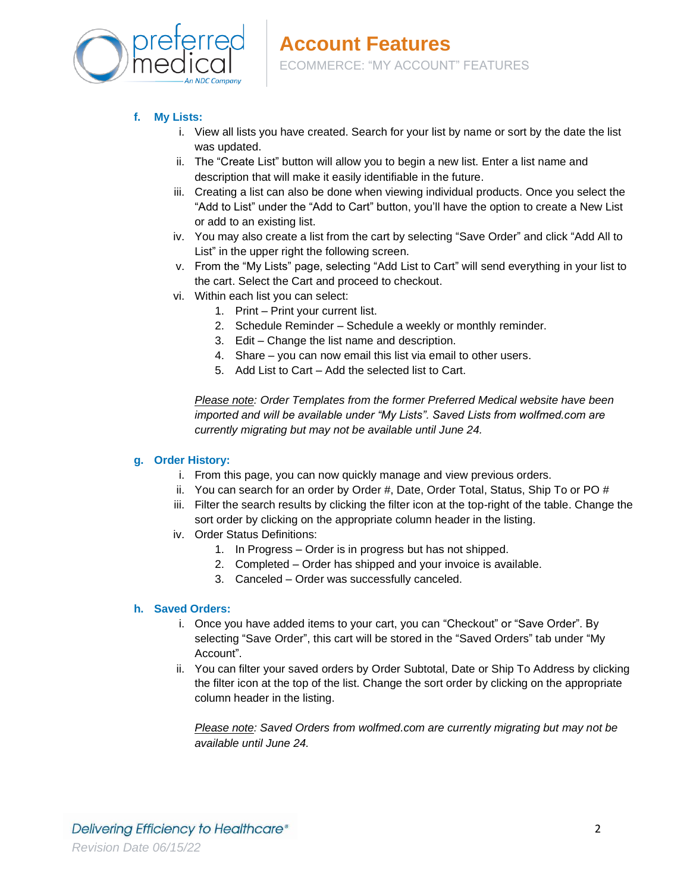f. **My Lists:**

   i. View all lists you have created. Search for your list by name or sort by the date the list was updated.

   ii. The "Create List" button will allow you to begin a new list. Enter a list name and description that will make it easily identifiable in the future.

   iii. Creating a list can also be done when viewing individual products. Once you select the "Add to List" under the "Add to Cart" button, you'll have the option to create a New List or add to an existing list.

   iv. You may also create a list from the cart by selecting "Save Order" and click "Add All to List" in the upper right the following screen.

   v. From the "My Lists" page, selecting "Add List to Cart" will send everything in your list to the cart. Select the Cart and proceed to checkout.

   vi. Within each list you can select:

      1. Print – Print your current list.
      2. Schedule Reminder – Schedule a weekly or monthly reminder.
      3. Edit – Change the list name and description.
      4. Share – you can now email this list via email to other users.
      5. Add List to Cart – Add the selected list to Cart.

   *Please note: Order Templates from the former Preferred Medical website have been imported and will be available under "My Lists". Saved Lists from wolfmed.com are currently migrating but may not be available until June 24.*

g. **Order History:**

   i. From this page, you can now quickly manage and view previous orders.

   ii. You can search for an order by Order #, Date, Order Total, Status, Ship To or PO #

   iii. Filter the search results by clicking the filter icon at the top-right of the table. Change the sort order by clicking on the appropriate column header in the listing.

   iv. Order Status Definitions:

      1. In Progress – Order is in progress but has not shipped.
      2. Completed – Order has shipped and your invoice is available.
      3. Canceled – Order was successfully canceled.

h. **Saved Orders:**

   i. Once you have added items to your cart, you can "Checkout" or "Save Order". By selecting "Save Order", this cart will be stored in the "Saved Orders" tab under "My Account".

   ii. You can filter your saved orders by Order Subtotal, Date or Ship To Address by clicking the filter icon at the top of the list. Change the sort order by clicking on the appropriate column header in the listing.

   *Please note: Saved Orders from wolfmed.com are currently migrating but may not be available until June 24.*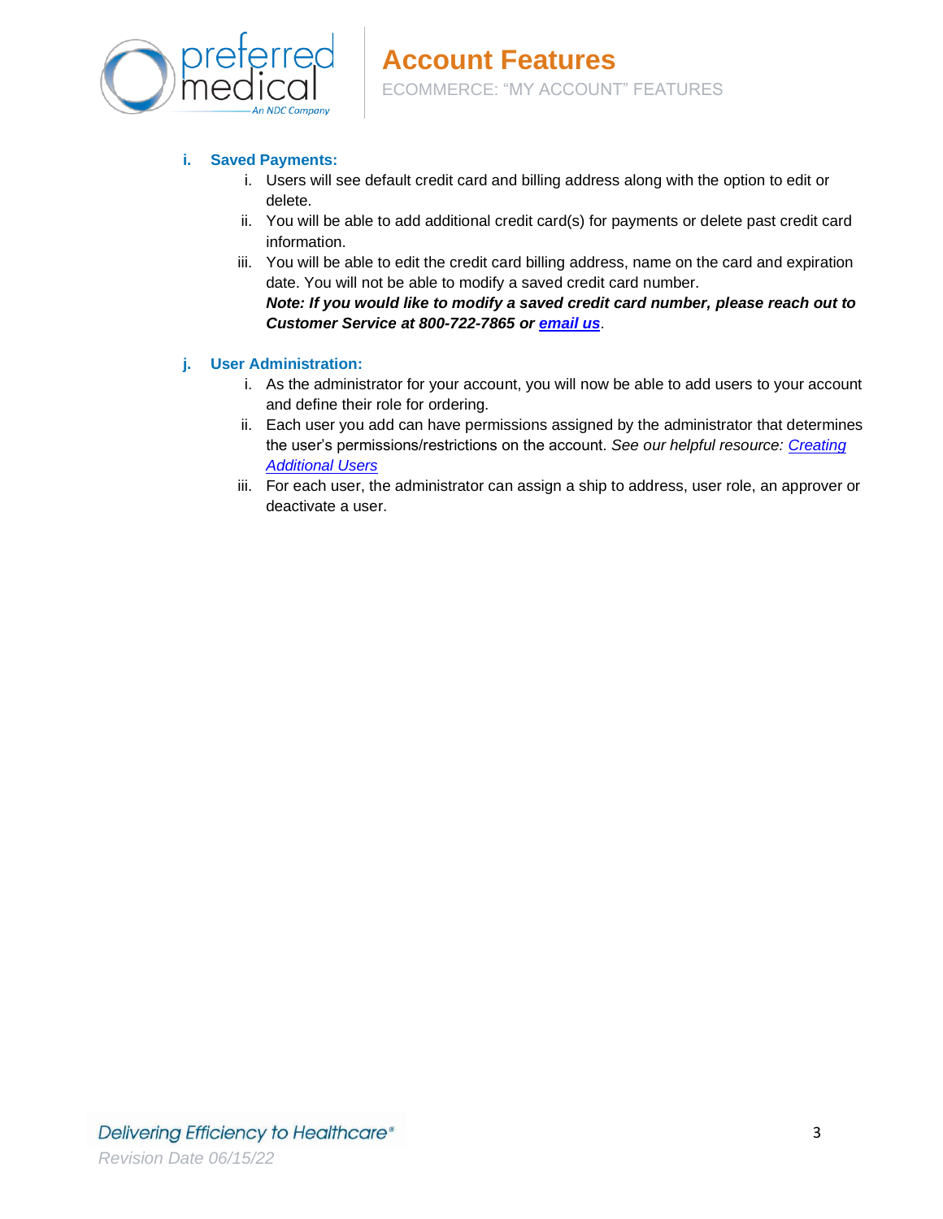i. **Saved Payments:**
   i. Users will see default credit card and billing address along with the option to edit or delete.
   ii. You will be able to add additional credit card(s) for payments or delete past credit card information.
   iii. You will be able to edit the credit card billing address, name on the card and expiration date. You will not be able to modify a saved credit card number.
   ***Note: If you would like to modify a saved credit card number, please reach out to Customer Service at 800-722-7865 or email us.***

j. **User Administration:**
   i. As the administrator for your account, you will now be able to add users to your account and define their role for ordering.
   ii. Each user you add can have permissions assigned by the administrator that determines the user's permissions/restrictions on the account. *See our helpful resource: Creating Additional Users*
   iii. For each user, the administrator can assign a ship to address, user role, an approver or deactivate a user.